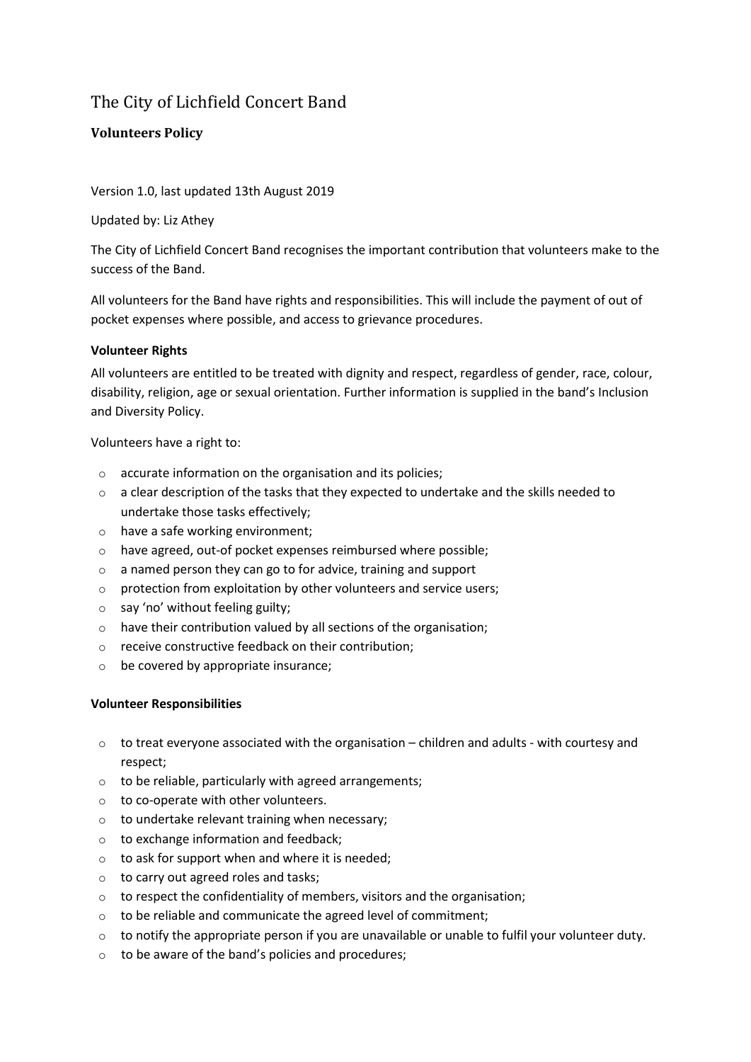# The City of Lichfield Concert Band

## Volunteers Policy

Version 1.0, last updated 13th August 2019

Updated by: Liz Athey

The City of Lichfield Concert Band recognises the important contribution that volunteers make to the success of the Band.

All volunteers for the Band have rights and responsibilities. This will include the payment of out of pocket expenses where possible, and access to grievance procedures.

### Volunteer Rights

All volunteers are entitled to be treated with dignity and respect, regardless of gender, race, colour, disability, religion, age or sexual orientation. Further information is supplied in the band's Inclusion and Diversity Policy.

Volunteers have a right to:

- accurate information on the organisation and its policies;
- a clear description of the tasks that they expected to undertake and the skills needed to undertake those tasks effectively;
- have a safe working environment;
- have agreed, out-of pocket expenses reimbursed where possible;
- a named person they can go to for advice, training and support
- protection from exploitation by other volunteers and service users;
- say 'no' without feeling guilty;
- have their contribution valued by all sections of the organisation;
- receive constructive feedback on their contribution;
- be covered by appropriate insurance;

### Volunteer Responsibilities

- to treat everyone associated with the organisation – children and adults - with courtesy and respect;
- to be reliable, particularly with agreed arrangements;
- to co-operate with other volunteers.
- to undertake relevant training when necessary;
- to exchange information and feedback;
- to ask for support when and where it is needed;
- to carry out agreed roles and tasks;
- to respect the confidentiality of members, visitors and the organisation;
- to be reliable and communicate the agreed level of commitment;
- to notify the appropriate person if you are unavailable or unable to fulfil your volunteer duty.
- to be aware of the band's policies and procedures;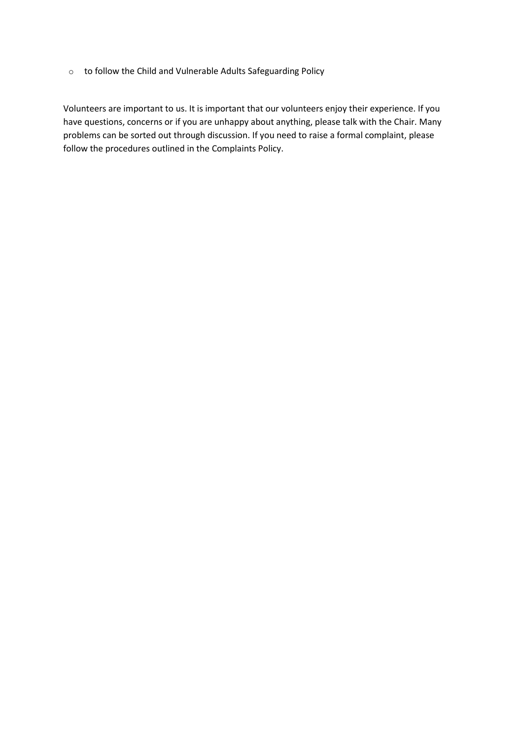- to follow the Child and Vulnerable Adults Safeguarding Policy

Volunteers are important to us. It is important that our volunteers enjoy their experience. If you have questions, concerns or if you are unhappy about anything, please talk with the Chair. Many problems can be sorted out through discussion. If you need to raise a formal complaint, please follow the procedures outlined in the Complaints Policy.